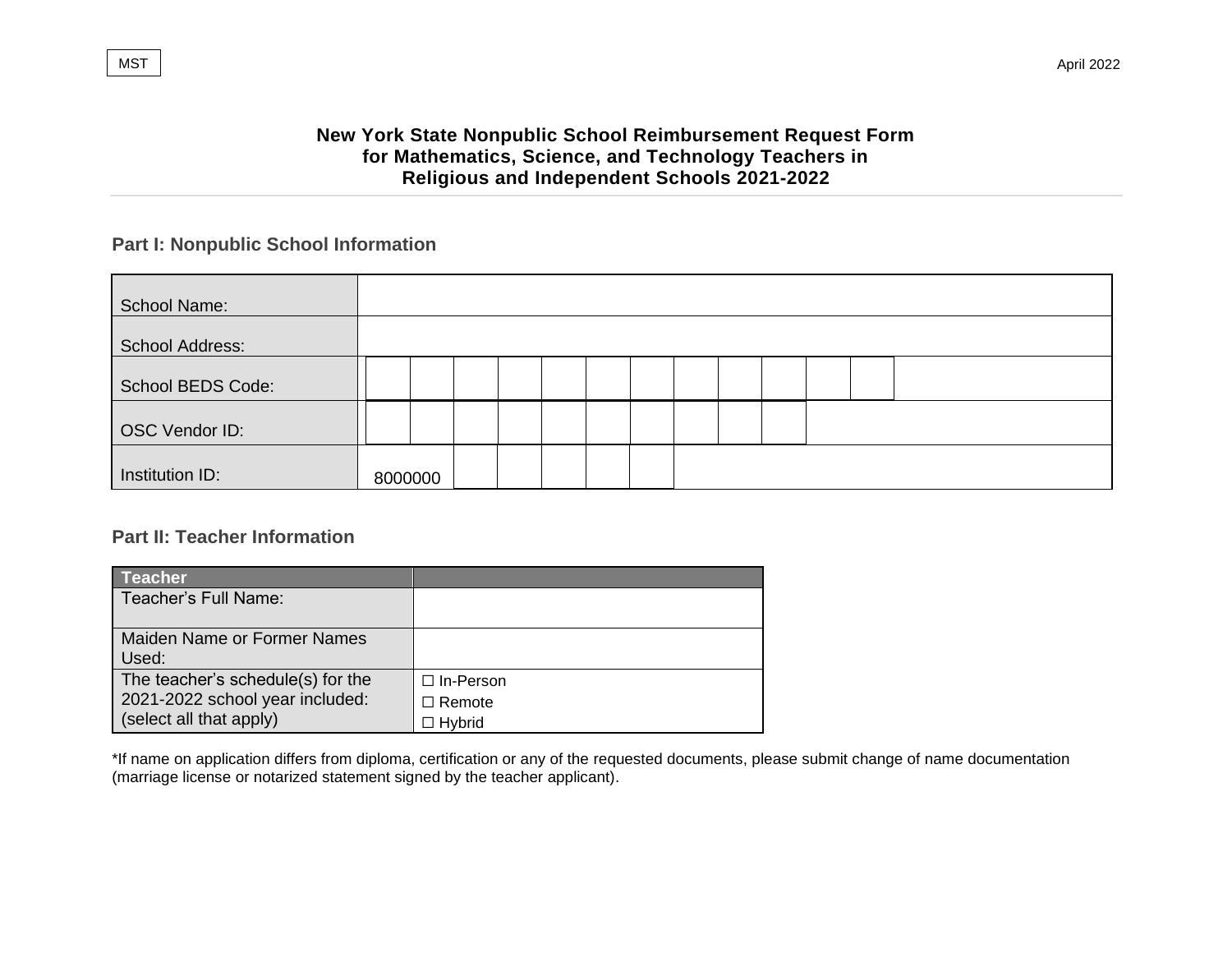MST

April 2022

# New York State Nonpublic School Reimbursement Request Form for Mathematics, Science, and Technology Teachers in Religious and Independent Schools 2021-2022

## Part I: Nonpublic School Information

| | |
|---|---|
| School Name: | |
| School Address: | |
| School BEDS Code: | |
| OSC Vendor ID: | |
| Institution ID: | 8000000 |

## Part II: Teacher Information

| Teacher | |
|---|---|
| Teacher's Full Name: | |
| Maiden Name or Former Names Used: | |
| The teacher's schedule(s) for the 2021-2022 school year included: (select all that apply) | ☐ In-Person<br>☐ Remote<br>☐ Hybrid |

*If name on application differs from diploma, certification or any of the requested documents, please submit change of name documentation (marriage license or notarized statement signed by the teacher applicant).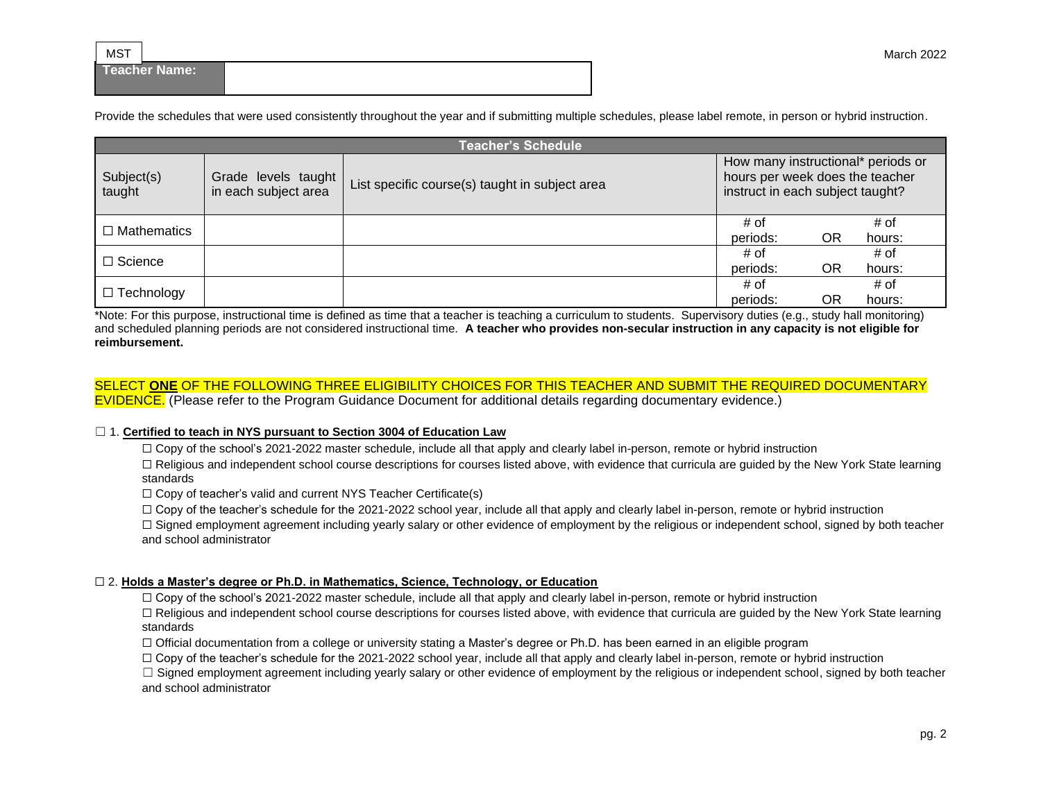| MST | |
|---|---|
| **Teacher Name:** | |

Provide the schedules that were used consistently throughout the year and if submitting multiple schedules, please label remote, in person or hybrid instruction.

| **Teacher's Schedule** | | | |
|---|---|---|---|
| Subject(s) taught | Grade levels taught in each subject area | List specific course(s) taught in subject area | How many instructional* periods or hours per week does the teacher instruct in each subject taught? |
| ☐ Mathematics | | | # of periods: OR # of hours: |
| ☐ Science | | | # of periods: OR # of hours: |
| ☐ Technology | | | # of periods: OR # of hours: |

*Note: For this purpose, instructional time is defined as time that a teacher is teaching a curriculum to students. Supervisory duties (e.g., study hall monitoring) and scheduled planning periods are not considered instructional time. **A teacher who provides non-secular instruction in any capacity is not eligible for reimbursement.**

SELECT **ONE** OF THE FOLLOWING THREE ELIGIBILITY CHOICES FOR THIS TEACHER AND SUBMIT THE REQUIRED DOCUMENTARY EVIDENCE. (Please refer to the Program Guidance Document for additional details regarding documentary evidence.)

☐ 1. **Certified to teach in NYS pursuant to Section 3004 of Education Law**

- ☐ Copy of the school's 2021-2022 master schedule, include all that apply and clearly label in-person, remote or hybrid instruction
- ☐ Religious and independent school course descriptions for courses listed above, with evidence that curricula are guided by the New York State learning standards
- ☐ Copy of teacher's valid and current NYS Teacher Certificate(s)
- ☐ Copy of the teacher's schedule for the 2021-2022 school year, include all that apply and clearly label in-person, remote or hybrid instruction
- ☐ Signed employment agreement including yearly salary or other evidence of employment by the religious or independent school, signed by both teacher and school administrator

☐ 2. **Holds a Master's degree or Ph.D. in Mathematics, Science, Technology, or Education**

- ☐ Copy of the school's 2021-2022 master schedule, include all that apply and clearly label in-person, remote or hybrid instruction
- ☐ Religious and independent school course descriptions for courses listed above, with evidence that curricula are guided by the New York State learning standards
- ☐ Official documentation from a college or university stating a Master's degree or Ph.D. has been earned in an eligible program
- ☐ Copy of the teacher's schedule for the 2021-2022 school year, include all that apply and clearly label in-person, remote or hybrid instruction
- ☐ Signed employment agreement including yearly salary or other evidence of employment by the religious or independent school, signed by both teacher and school administrator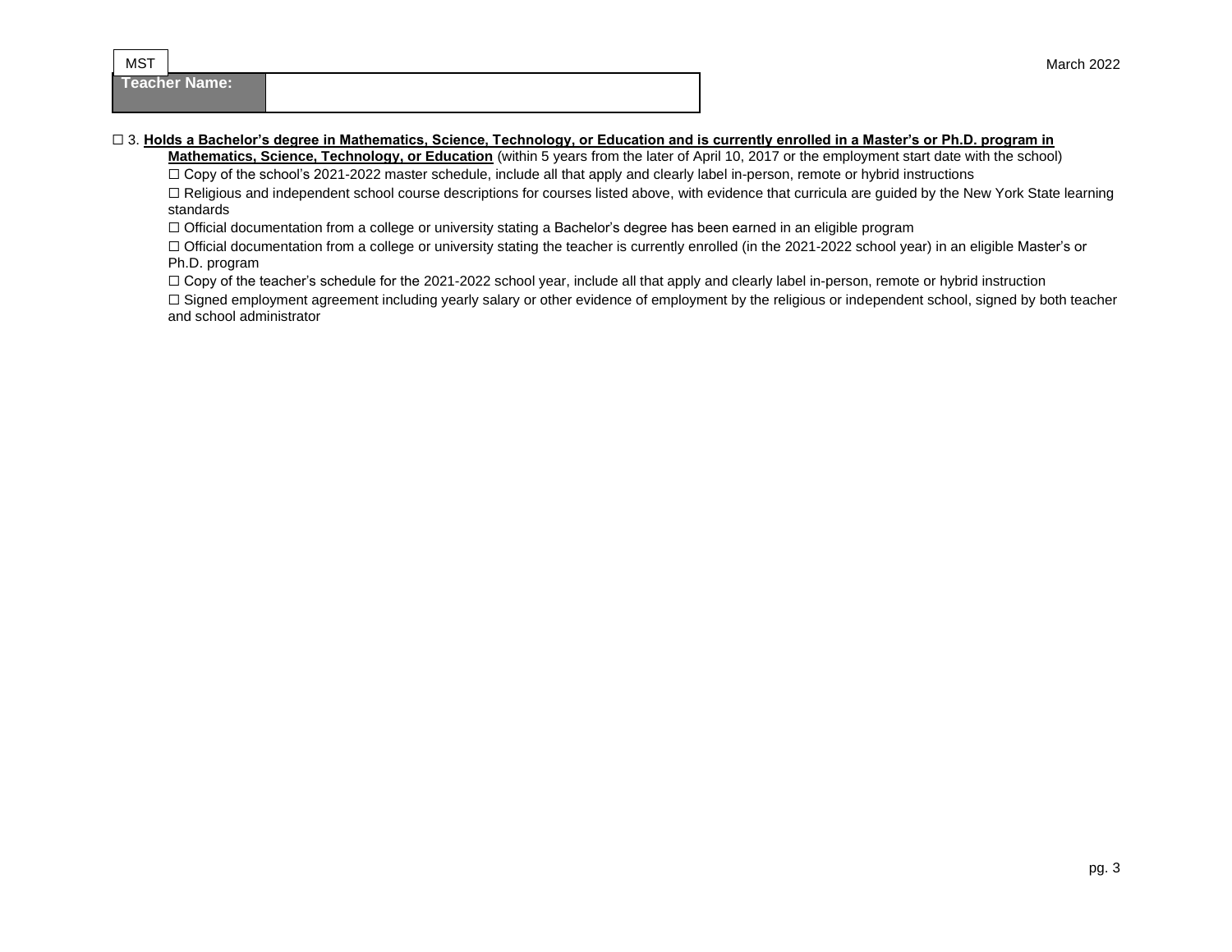| MST | |
|---|---|
| **Teacher Name:** | |

☐ 3. **Holds a Bachelor's degree in Mathematics, Science, Technology, or Education and is currently enrolled in a Master's or Ph.D. program in Mathematics, Science, Technology, or Education** (within 5 years from the later of April 10, 2017 or the employment start date with the school)

- ☐ Copy of the school's 2021-2022 master schedule, include all that apply and clearly label in-person, remote or hybrid instructions
- ☐ Religious and independent school course descriptions for courses listed above, with evidence that curricula are guided by the New York State learning standards
- ☐ Official documentation from a college or university stating a Bachelor's degree has been earned in an eligible program
- ☐ Official documentation from a college or university stating the teacher is currently enrolled (in the 2021-2022 school year) in an eligible Master's or Ph.D. program
- ☐ Copy of the teacher's schedule for the 2021-2022 school year, include all that apply and clearly label in-person, remote or hybrid instruction
- ☐ Signed employment agreement including yearly salary or other evidence of employment by the religious or independent school, signed by both teacher and school administrator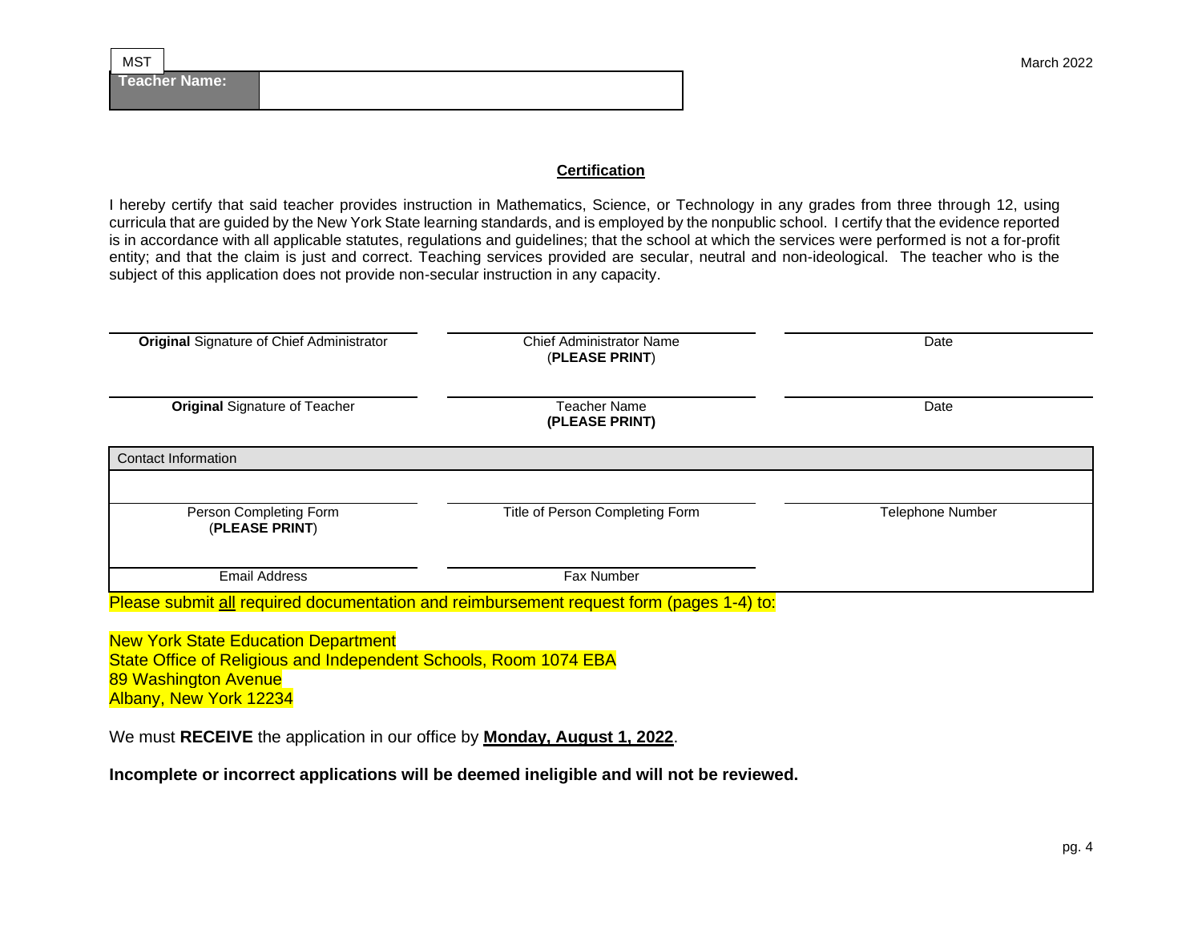| MST | |
|---|---|
| **Teacher Name:** | |

March 2022

## Certification

I hereby certify that said teacher provides instruction in Mathematics, Science, or Technology in any grades from three through 12, using curricula that are guided by the New York State learning standards, and is employed by the nonpublic school. I certify that the evidence reported is in accordance with all applicable statutes, regulations and guidelines; that the school at which the services were performed is not a for-profit entity; and that the claim is just and correct. Teaching services provided are secular, neutral and non-ideological. The teacher who is the subject of this application does not provide non-secular instruction in any capacity.

| | | |
|---|---|---|
| **Original** Signature of Chief Administrator | Chief Administrator Name (**PLEASE PRINT**) | Date |
| **Original** Signature of Teacher | Teacher Name **(PLEASE PRINT)** | Date |

| Contact Information | | |
|---|---|---|
| Person Completing Form (**PLEASE PRINT**) | Title of Person Completing Form | Telephone Number |
| Email Address | Fax Number | |

Please submit all required documentation and reimbursement request form (pages 1-4) to:

New York State Education Department
State Office of Religious and Independent Schools, Room 1074 EBA
89 Washington Avenue
Albany, New York 12234

We must **RECEIVE** the application in our office by **Monday, August 1, 2022**.

**Incomplete or incorrect applications will be deemed ineligible and will not be reviewed.**